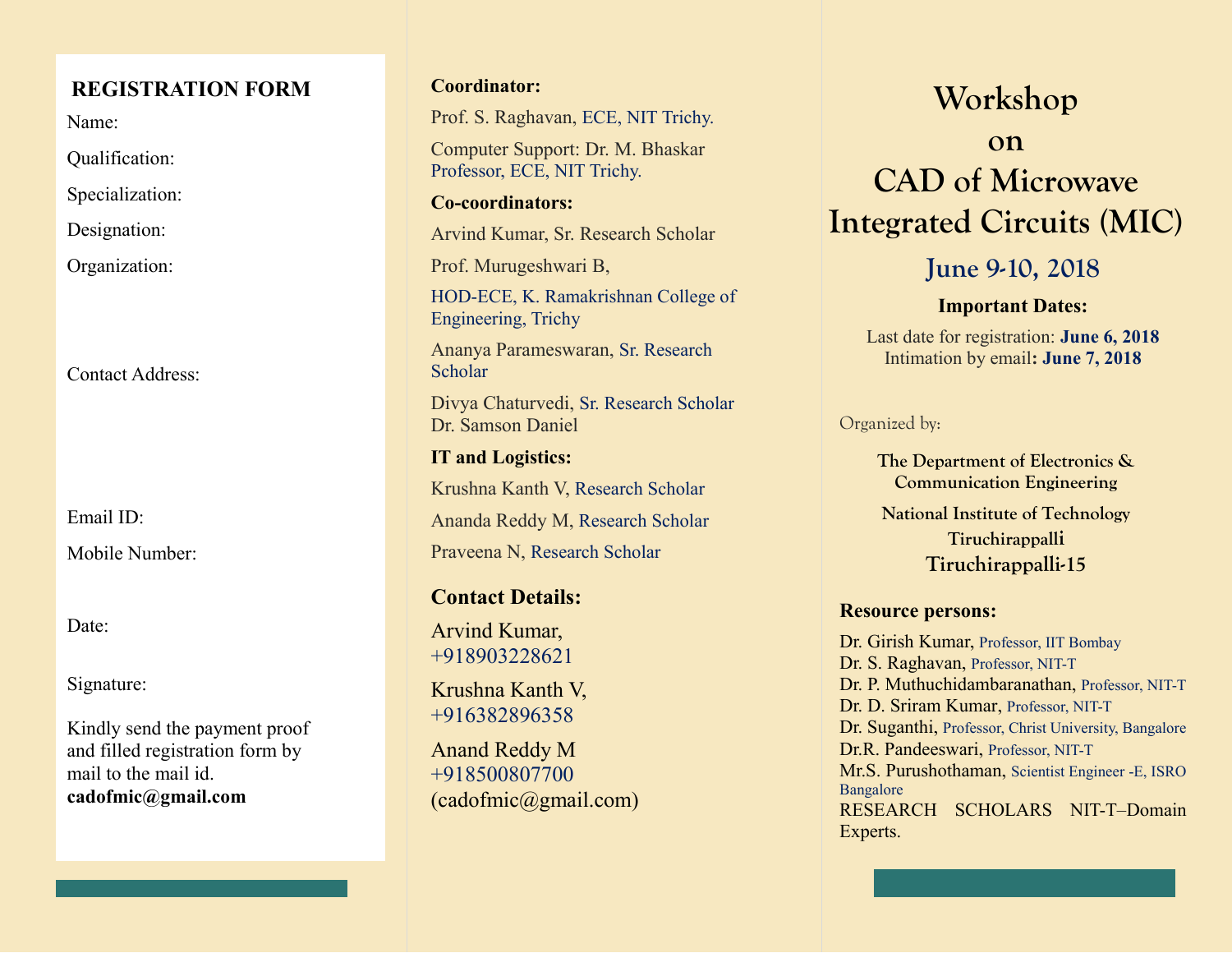## REGISTRATION FORM

Name:

Qualification:

Specialization:

Designation:

Organization:

Contact Address:

Email ID:

Mobile Number:

Date:

Signature:

Kindly send the payment proof and filled registration form by mail to the mail id. **cadofmic@gmail.com**

**Coordinator:**

Prof. S. Raghavan, ECE, NIT Trichy.

Computer Support: Dr. M. Bhaskar Professor, ECE, NIT Trichy.

**Co-coordinators:**

Arvind Kumar, Sr. Research Scholar

Prof. Murugeshwari B,

HOD-ECE, K. Ramakrishnan College of Engineering, Trichy

Ananya Parameswaran, Sr. Research Scholar

Divya Chaturvedi, Sr. Research Scholar
Dr. Samson Daniel

**IT and Logistics:**

Krushna Kanth V, Research Scholar

Ananda Reddy M, Research Scholar

Praveena N, Research Scholar

### Contact Details:

Arvind Kumar,
+918903228621

Krushna Kanth V,
+916382896358

Anand Reddy M
+918500807700
(cadofmic@gmail.com)

# Workshop on CAD of Microwave Integrated Circuits (MIC)

## June 9-10, 2018

**Important Dates:**

Last date for registration: **June 6, 2018**
Intimation by email**: June 7, 2018**

Organized by:

**The Department of Electronics & Communication Engineering**

**National Institute of Technology Tiruchirappalli**
**Tiruchirappalli-15**

**Resource persons:**

Dr. Girish Kumar, Professor, IIT Bombay
Dr. S. Raghavan, Professor, NIT-T
Dr. P. Muthuchidambaranathan, Professor, NIT-T
Dr. D. Sriram Kumar, Professor, NIT-T
Dr. Suganthi, Professor, Christ University, Bangalore
Dr.R. Pandeeswari, Professor, NIT-T
Mr.S. Purushothaman, Scientist Engineer -E, ISRO Bangalore
RESEARCH SCHOLARS NIT-T–Domain Experts.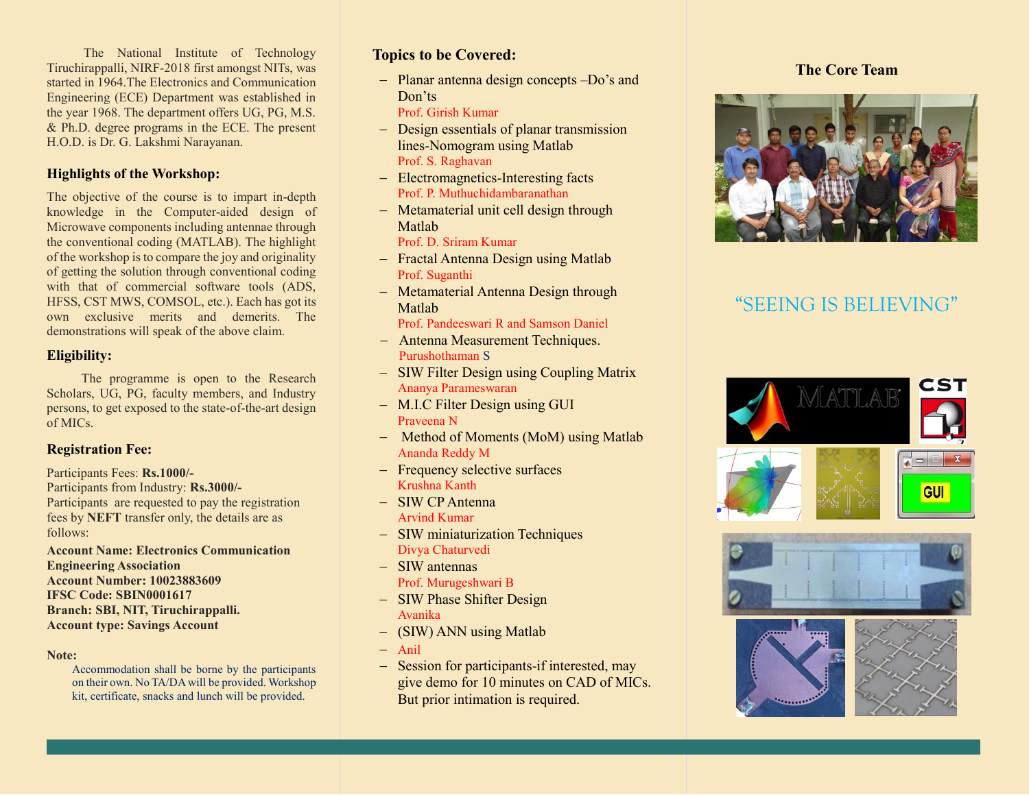The National Institute of Technology Tiruchirappalli, NIRF-2018 first amongst NITs, was started in 1964.The Electronics and Communication Engineering (ECE) Department was established in the year 1968. The department offers UG, PG, M.S. & Ph.D. degree programs in the ECE. The present H.O.D. is Dr. G. Lakshmi Narayanan.

## Highlights of the Workshop:

The objective of the course is to impart in-depth knowledge in the Computer-aided design of Microwave components including antennae through the conventional coding (MATLAB). The highlight of the workshop is to compare the joy and originality of getting the solution through conventional coding with that of commercial software tools (ADS, HFSS, CST MWS, COMSOL, etc.). Each has got its own exclusive merits and demerits. The demonstrations will speak of the above claim.

## Eligibility:

The programme is open to the Research Scholars, UG, PG, faculty members, and Industry persons, to get exposed to the state-of-the-art design of MICs.

## Registration Fee:

Participants Fees: **Rs.1000/-**
Participants from Industry: **Rs.3000/-**
Participants are requested to pay the registration fees by **NEFT** transfer only, the details are as follows:

**Account Name: Electronics Communication Engineering Association**
**Account Number: 10023883609**
**IFSC Code: SBIN0001617**
**Branch: SBI, NIT, Tiruchirappalli.**
**Account type: Savings Account**

**Note:**

Accommodation shall be borne by the participants on their own. No TA/DA will be provided. Workshop kit, certificate, snacks and lunch will be provided.

## Topics to be Covered:

- Planar antenna design concepts –Do's and Don'ts
  Prof. Girish Kumar
- Design essentials of planar transmission lines-Nomogram using Matlab
  Prof. S. Raghavan
- Electromagnetics-Interesting facts
  Prof. P. Muthuchidambaranathan
- Metamaterial unit cell design through Matlab
  Prof. D. Sriram Kumar
- Fractal Antenna Design using Matlab
  Prof. Suganthi
- Metamaterial Antenna Design through Matlab
  Prof. Pandeeswari R and Samson Daniel
- Antenna Measurement Techniques.
  Purushothaman S
- SIW Filter Design using Coupling Matrix
  Ananya Parameswaran
- M.I.C Filter Design using GUI
  Praveena N
- Method of Moments (MoM) using Matlab
  Ananda Reddy M
- Frequency selective surfaces
  Krushna Kanth
- SIW CP Antenna
  Arvind Kumar
- SIW miniaturization Techniques
  Divya Chaturvedi
- SIW antennas
  Prof. Murugeshwari B
- SIW Phase Shifter Design
  Avanika
- (SIW) ANN using Matlab
- Anil
- Session for participants-if interested, may give demo for 10 minutes on CAD of MICs. But prior intimation is required.

## The Core Team

"SEEING IS BELIEVING"